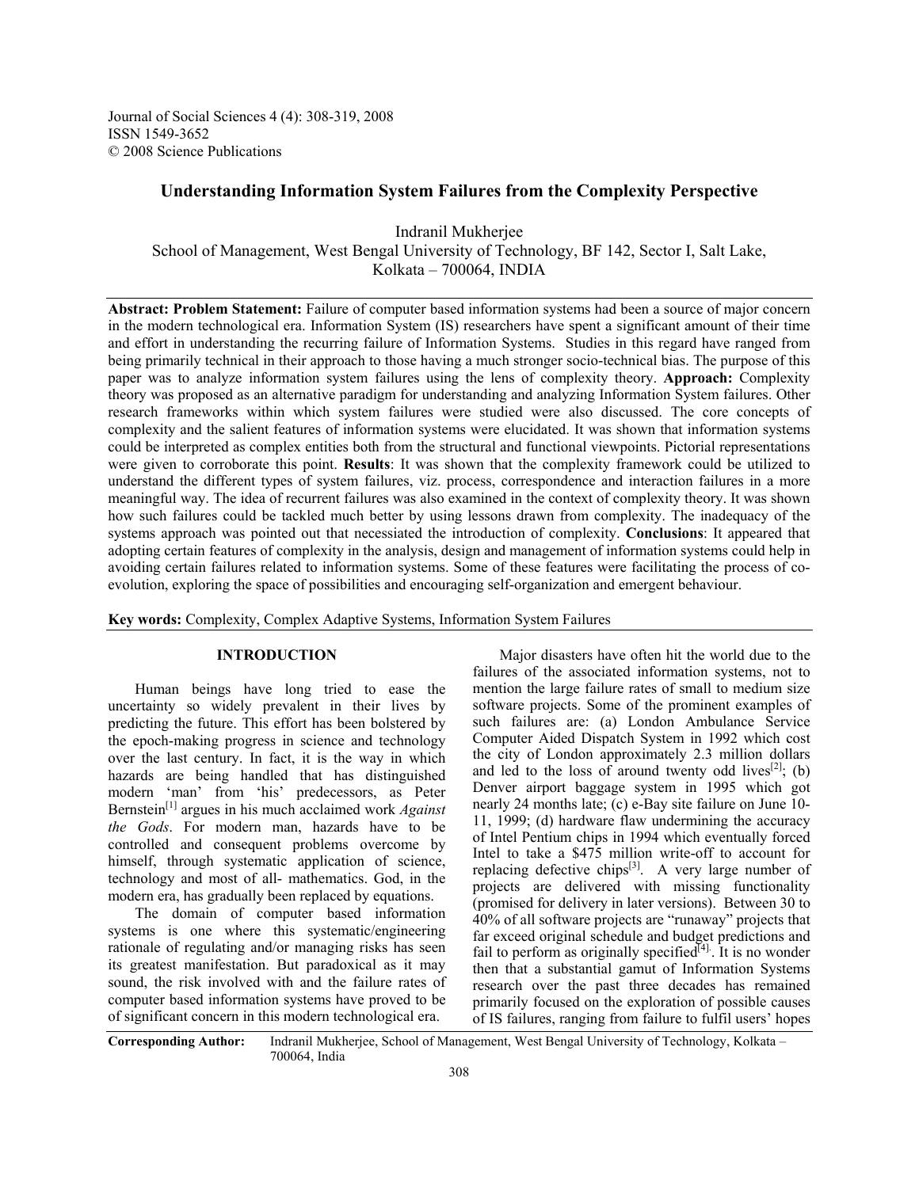Journal of Social Sciences 4 (4): 308-319, 2008
ISSN 1549-3652
© 2008 Science Publications

# Understanding Information System Failures from the Complexity Perspective

Indranil Mukherjee
School of Management, West Bengal University of Technology, BF 142, Sector I, Salt Lake, Kolkata – 700064, INDIA

**Abstract: Problem Statement:** Failure of computer based information systems had been a source of major concern in the modern technological era. Information System (IS) researchers have spent a significant amount of their time and effort in understanding the recurring failure of Information Systems. Studies in this regard have ranged from being primarily technical in their approach to those having a much stronger socio-technical bias. The purpose of this paper was to analyze information system failures using the lens of complexity theory. **Approach:** Complexity theory was proposed as an alternative paradigm for understanding and analyzing Information System failures. Other research frameworks within which system failures were studied were also discussed. The core concepts of complexity and the salient features of information systems were elucidated. It was shown that information systems could be interpreted as complex entities both from the structural and functional viewpoints. Pictorial representations were given to corroborate this point. **Results**: It was shown that the complexity framework could be utilized to understand the different types of system failures, viz. process, correspondence and interaction failures in a more meaningful way. The idea of recurrent failures was also examined in the context of complexity theory. It was shown how such failures could be tackled much better by using lessons drawn from complexity. The inadequacy of the systems approach was pointed out that necessiated the introduction of complexity. **Conclusions**: It appeared that adopting certain features of complexity in the analysis, design and management of information systems could help in avoiding certain failures related to information systems. Some of these features were facilitating the process of co-evolution, exploring the space of possibilities and encouraging self-organization and emergent behaviour.

**Key words:** Complexity, Complex Adaptive Systems, Information System Failures

## INTRODUCTION

Human beings have long tried to ease the uncertainty so widely prevalent in their lives by predicting the future. This effort has been bolstered by the epoch-making progress in science and technology over the last century. In fact, it is the way in which hazards are being handled that has distinguished modern 'man' from 'his' predecessors, as Peter Bernstein[1] argues in his much acclaimed work *Against the Gods*. For modern man, hazards have to be controlled and consequent problems overcome by himself, through systematic application of science, technology and most of all- mathematics. God, in the modern era, has gradually been replaced by equations.

The domain of computer based information systems is one where this systematic/engineering rationale of regulating and/or managing risks has seen its greatest manifestation. But paradoxical as it may sound, the risk involved with and the failure rates of computer based information systems have proved to be of significant concern in this modern technological era.

Major disasters have often hit the world due to the failures of the associated information systems, not to mention the large failure rates of small to medium size software projects. Some of the prominent examples of such failures are: (a) London Ambulance Service Computer Aided Dispatch System in 1992 which cost the city of London approximately 2.3 million dollars and led to the loss of around twenty odd lives[2]; (b) Denver airport baggage system in 1995 which got nearly 24 months late; (c) e-Bay site failure on June 10-11, 1999; (d) hardware flaw undermining the accuracy of Intel Pentium chips in 1994 which eventually forced Intel to take a $475 million write-off to account for replacing defective chips[3]. A very large number of projects are delivered with missing functionality (promised for delivery in later versions). Between 30 to 40% of all software projects are "runaway" projects that far exceed original schedule and budget predictions and fail to perform as originally specified[4]. It is no wonder then that a substantial gamut of Information Systems research over the past three decades has remained primarily focused on the exploration of possible causes of IS failures, ranging from failure to fulfil users' hopes

**Corresponding Author:** Indranil Mukherjee, School of Management, West Bengal University of Technology, Kolkata – 700064, India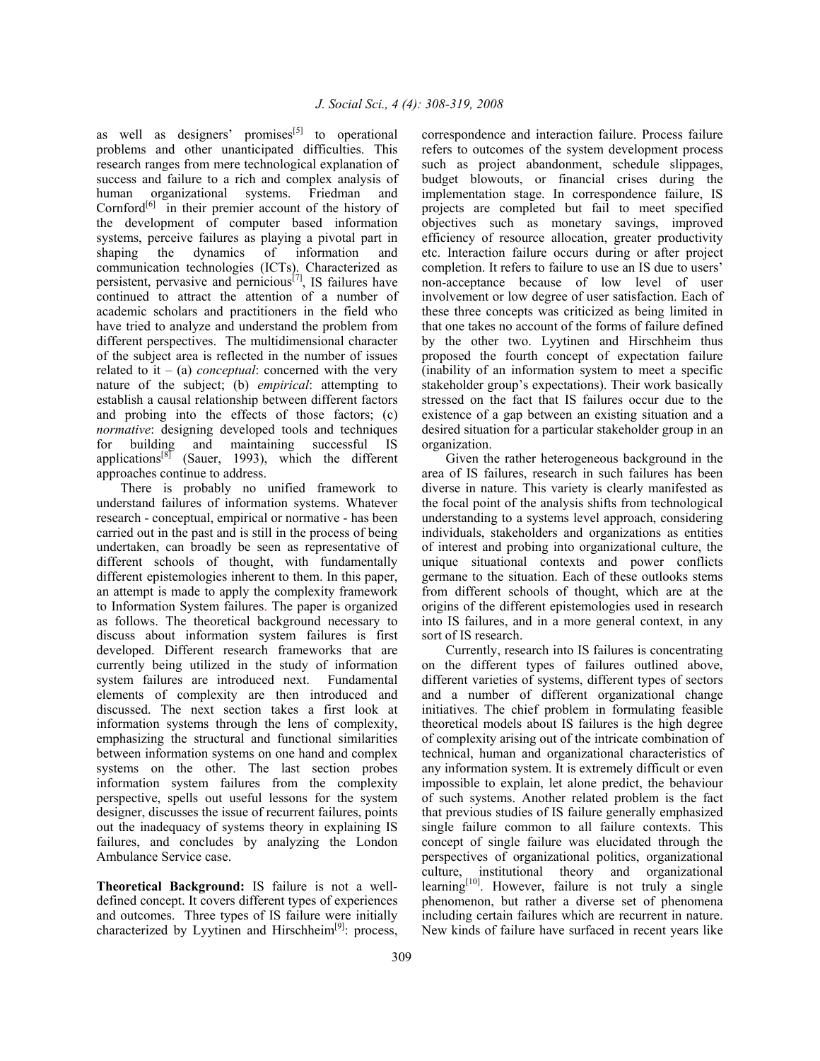as well as designers' promises[5] to operational problems and other unanticipated difficulties. This research ranges from mere technological explanation of success and failure to a rich and complex analysis of human organizational systems. Friedman and Cornford[6] in their premier account of the history of the development of computer based information systems, perceive failures as playing a pivotal part in shaping the dynamics of information and communication technologies (ICTs). Characterized as persistent, pervasive and pernicious[7], IS failures have continued to attract the attention of a number of academic scholars and practitioners in the field who have tried to analyze and understand the problem from different perspectives. The multidimensional character of the subject area is reflected in the number of issues related to it – (a) *conceptual*: concerned with the very nature of the subject; (b) *empirical*: attempting to establish a causal relationship between different factors and probing into the effects of those factors; (c) *normative*: designing developed tools and techniques for building and maintaining successful IS applications[8] (Sauer, 1993), which the different approaches continue to address.

There is probably no unified framework to understand failures of information systems. Whatever research - conceptual, empirical or normative - has been carried out in the past and is still in the process of being undertaken, can broadly be seen as representative of different schools of thought, with fundamentally different epistemologies inherent to them. In this paper, an attempt is made to apply the complexity framework to Information System failures. The paper is organized as follows. The theoretical background necessary to discuss about information system failures is first developed. Different research frameworks that are currently being utilized in the study of information system failures are introduced next. Fundamental elements of complexity are then introduced and discussed. The next section takes a first look at information systems through the lens of complexity, emphasizing the structural and functional similarities between information systems on one hand and complex systems on the other. The last section probes information system failures from the complexity perspective, spells out useful lessons for the system designer, discusses the issue of recurrent failures, points out the inadequacy of systems theory in explaining IS failures, and concludes by analyzing the London Ambulance Service case.

**Theoretical Background:** IS failure is not a well-defined concept. It covers different types of experiences and outcomes. Three types of IS failure were initially characterized by Lyytinen and Hirschheim[9]: process, correspondence and interaction failure. Process failure refers to outcomes of the system development process such as project abandonment, schedule slippages, budget blowouts, or financial crises during the implementation stage. In correspondence failure, IS projects are completed but fail to meet specified objectives such as monetary savings, improved efficiency of resource allocation, greater productivity etc. Interaction failure occurs during or after project completion. It refers to failure to use an IS due to users' non-acceptance because of low level of user involvement or low degree of user satisfaction. Each of these three concepts was criticized as being limited in that one takes no account of the forms of failure defined by the other two. Lyytinen and Hirschheim thus proposed the fourth concept of expectation failure (inability of an information system to meet a specific stakeholder group's expectations). Their work basically stressed on the fact that IS failures occur due to the existence of a gap between an existing situation and a desired situation for a particular stakeholder group in an organization.

Given the rather heterogeneous background in the area of IS failures, research in such failures has been diverse in nature. This variety is clearly manifested as the focal point of the analysis shifts from technological understanding to a systems level approach, considering individuals, stakeholders and organizations as entities of interest and probing into organizational culture, the unique situational contexts and power conflicts germane to the situation. Each of these outlooks stems from different schools of thought, which are at the origins of the different epistemologies used in research into IS failures, and in a more general context, in any sort of IS research.

Currently, research into IS failures is concentrating on the different types of failures outlined above, different varieties of systems, different types of sectors and a number of different organizational change initiatives. The chief problem in formulating feasible theoretical models about IS failures is the high degree of complexity arising out of the intricate combination of technical, human and organizational characteristics of any information system. It is extremely difficult or even impossible to explain, let alone predict, the behaviour of such systems. Another related problem is the fact that previous studies of IS failure generally emphasized single failure common to all failure contexts. This concept of single failure was elucidated through the perspectives of organizational politics, organizational culture, institutional theory and organizational learning[10]. However, failure is not truly a single phenomenon, but rather a diverse set of phenomena including certain failures which are recurrent in nature. New kinds of failure have surfaced in recent years like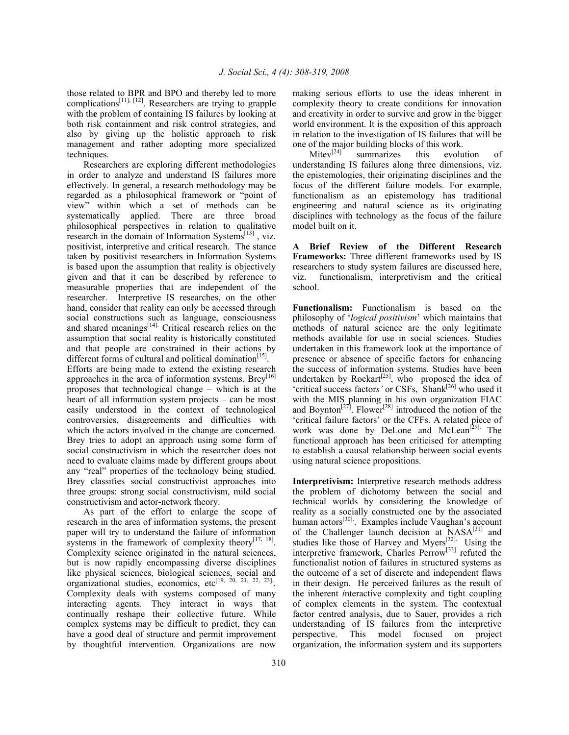those related to BPR and BPO and thereby led to more complications[11], [12]. Researchers are trying to grapple with the problem of containing IS failures by looking at both risk containment and risk control strategies, and also by giving up the holistic approach to risk management and rather adopting more specialized techniques.

Researchers are exploring different methodologies in order to analyze and understand IS failures more effectively. In general, a research methodology may be regarded as a philosophical framework or "point of view" within which a set of methods can be systematically applied. There are three broad philosophical perspectives in relation to qualitative research in the domain of Information Systems[13], viz. positivist, interpretive and critical research. The stance taken by positivist researchers in Information Systems is based upon the assumption that reality is objectively given and that it can be described by reference to measurable properties that are independent of the researcher. Interpretive IS researches, on the other hand, consider that reality can only be accessed through social constructions such as language, consciousness and shared meanings[14]. Critical research relies on the assumption that social reality is historically constituted and that people are constrained in their actions by different forms of cultural and political domination[15].
Efforts are being made to extend the existing research approaches in the area of information systems. Brey[16] proposes that technological change – which is at the heart of all information system projects – can be most easily understood in the context of technological controversies, disagreements and difficulties with which the actors involved in the change are concerned. Brey tries to adopt an approach using some form of social constructivism in which the researcher does not need to evaluate claims made by different groups about any "real" properties of the technology being studied. Brey classifies social constructivist approaches into three groups: strong social constructivism, mild social constructivism and actor-network theory.

As part of the effort to enlarge the scope of research in the area of information systems, the present paper will try to understand the failure of information systems in the framework of complexity theory[17, 18]. Complexity science originated in the natural sciences, but is now rapidly encompassing diverse disciplines like physical sciences, biological sciences, social and organizational studies, economics, etc[19, 20, 21, 22, 23]. Complexity deals with systems composed of many interacting agents. They interact in ways that continually reshape their collective future. While complex systems may be difficult to predict, they can have a good deal of structure and permit improvement by thoughtful intervention. Organizations are now making serious efforts to use the ideas inherent in complexity theory to create conditions for innovation and creativity in order to survive and grow in the bigger world environment. It is the exposition of this approach in relation to the investigation of IS failures that will be one of the major building blocks of this work.

Mitev[24] summarizes this evolution of understanding IS failures along three dimensions, viz. the epistemologies, their originating disciplines and the focus of the different failure models. For example, functionalism as an epistemology has traditional engineering and natural science as its originating disciplines with technology as the focus of the failure model built on it.

**A Brief Review of the Different Research Frameworks:** Three different frameworks used by IS researchers to study system failures are discussed here, viz. functionalism, interpretivism and the critical school.

**Functionalism:** Functionalism is based on the philosophy of '*logical positivism*' which maintains that methods of natural science are the only legitimate methods available for use in social sciences. Studies undertaken in this framework look at the importance of presence or absence of specific factors for enhancing the success of information systems. Studies have been undertaken by Rockart[25], who proposed the idea of 'critical success factor*s*' or CSFs, Shank[26] who used it with the MIS planning in his own organization FIAC and Boynton[27]. Flower[28] introduced the notion of the 'critical failure factors' or the CFFs. A related piece of work was done by DeLone and McLean[29]. The functional approach has been criticised for attempting to establish a causal relationship between social events using natural science propositions.

**Interpretivism:** Interpretive research methods address the problem of dichotomy between the social and technical worlds by considering the knowledge of reality as a socially constructed one by the associated human actors[30]. Examples include Vaughan's account of the Challenger launch decision at NASA[31] and studies like those of Harvey and Myers[32]. Using the interpretive framework, Charles Perrow[33] refuted the functionalist notion of failures in structured systems as the outcome of a set of discrete and independent flaws in their design. He perceived failures as the result of the inherent *i*nteractive complexity and tight coupling of complex elements in the system. The contextual factor centred analysis, due to Sauer, provides a rich understanding of IS failures from the interpretive perspective. This model focused on project organization, the information system and its supporters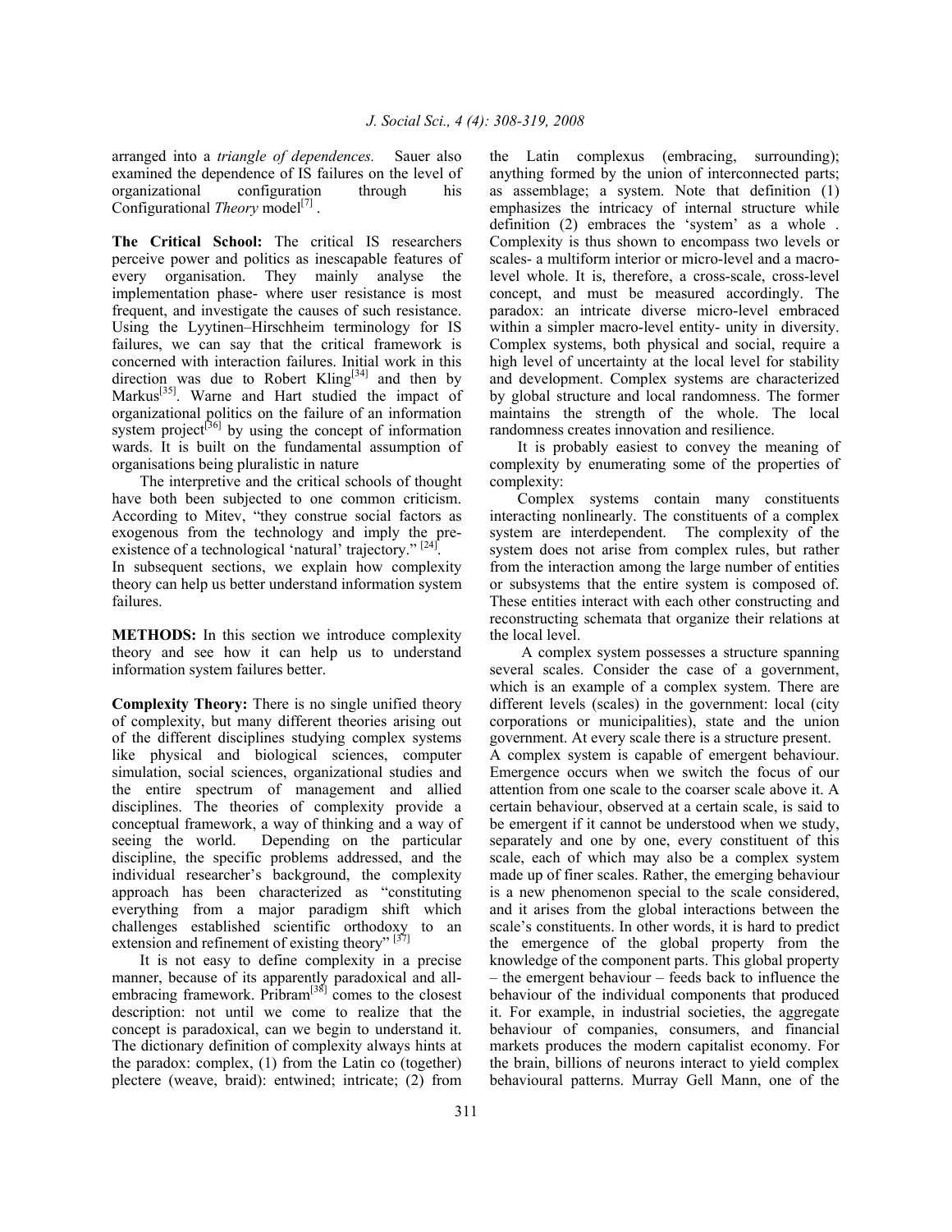arranged into a *triangle of dependences.* Sauer also examined the dependence of IS failures on the level of organizational configuration through his Configurational *Theory* model[7] .

**The Critical School:** The critical IS researchers perceive power and politics as inescapable features of every organisation. They mainly analyse the implementation phase- where user resistance is most frequent, and investigate the causes of such resistance. Using the Lyytinen–Hirschheim terminology for IS failures, we can say that the critical framework is concerned with interaction failures. Initial work in this direction was due to Robert Kling[34] and then by Markus[35]. Warne and Hart studied the impact of organizational politics on the failure of an information system project[36] by using the concept of information wards. It is built on the fundamental assumption of organisations being pluralistic in nature

The interpretive and the critical schools of thought have both been subjected to one common criticism. According to Mitev, "they construe social factors as exogenous from the technology and imply the pre-existence of a technological 'natural' trajectory." [24].
In subsequent sections, we explain how complexity theory can help us better understand information system failures.

**METHODS:** In this section we introduce complexity theory and see how it can help us to understand information system failures better.

**Complexity Theory:** There is no single unified theory of complexity, but many different theories arising out of the different disciplines studying complex systems like physical and biological sciences, computer simulation, social sciences, organizational studies and the entire spectrum of management and allied disciplines. The theories of complexity provide a conceptual framework, a way of thinking and a way of seeing the world. Depending on the particular discipline, the specific problems addressed, and the individual researcher's background, the complexity approach has been characterized as "constituting everything from a major paradigm shift which challenges established scientific orthodoxy to an extension and refinement of existing theory" [37]

It is not easy to define complexity in a precise manner, because of its apparently paradoxical and all-embracing framework. Pribram[38] comes to the closest description: not until we come to realize that the concept is paradoxical, can we begin to understand it. The dictionary definition of complexity always hints at the paradox: complex, (1) from the Latin co (together) plectere (weave, braid): entwined; intricate; (2) from the Latin complexus (embracing, surrounding); anything formed by the union of interconnected parts; as assemblage; a system. Note that definition (1) emphasizes the intricacy of internal structure while definition (2) embraces the 'system' as a whole . Complexity is thus shown to encompass two levels or scales- a multiform interior or micro-level and a macro-level whole. It is, therefore, a cross-scale, cross-level concept, and must be measured accordingly. The paradox: an intricate diverse micro-level embraced within a simpler macro-level entity- unity in diversity. Complex systems, both physical and social, require a high level of uncertainty at the local level for stability and development. Complex systems are characterized by global structure and local randomness. The former maintains the strength of the whole. The local randomness creates innovation and resilience.

It is probably easiest to convey the meaning of complexity by enumerating some of the properties of complexity:

Complex systems contain many constituents interacting nonlinearly. The constituents of a complex system are interdependent. The complexity of the system does not arise from complex rules, but rather from the interaction among the large number of entities or subsystems that the entire system is composed of. These entities interact with each other constructing and reconstructing schemata that organize their relations at the local level.

A complex system possesses a structure spanning several scales. Consider the case of a government, which is an example of a complex system. There are different levels (scales) in the government: local (city corporations or municipalities), state and the union government. At every scale there is a structure present.
A complex system is capable of emergent behaviour. Emergence occurs when we switch the focus of our attention from one scale to the coarser scale above it. A certain behaviour, observed at a certain scale, is said to be emergent if it cannot be understood when we study, separately and one by one, every constituent of this scale, each of which may also be a complex system made up of finer scales. Rather, the emerging behaviour is a new phenomenon special to the scale considered, and it arises from the global interactions between the scale's constituents. In other words, it is hard to predict the emergence of the global property from the knowledge of the component parts. This global property – the emergent behaviour – feeds back to influence the behaviour of the individual components that produced it. For example, in industrial societies, the aggregate behaviour of companies, consumers, and financial markets produces the modern capitalist economy. For the brain, billions of neurons interact to yield complex behavioural patterns. Murray Gell Mann, one of the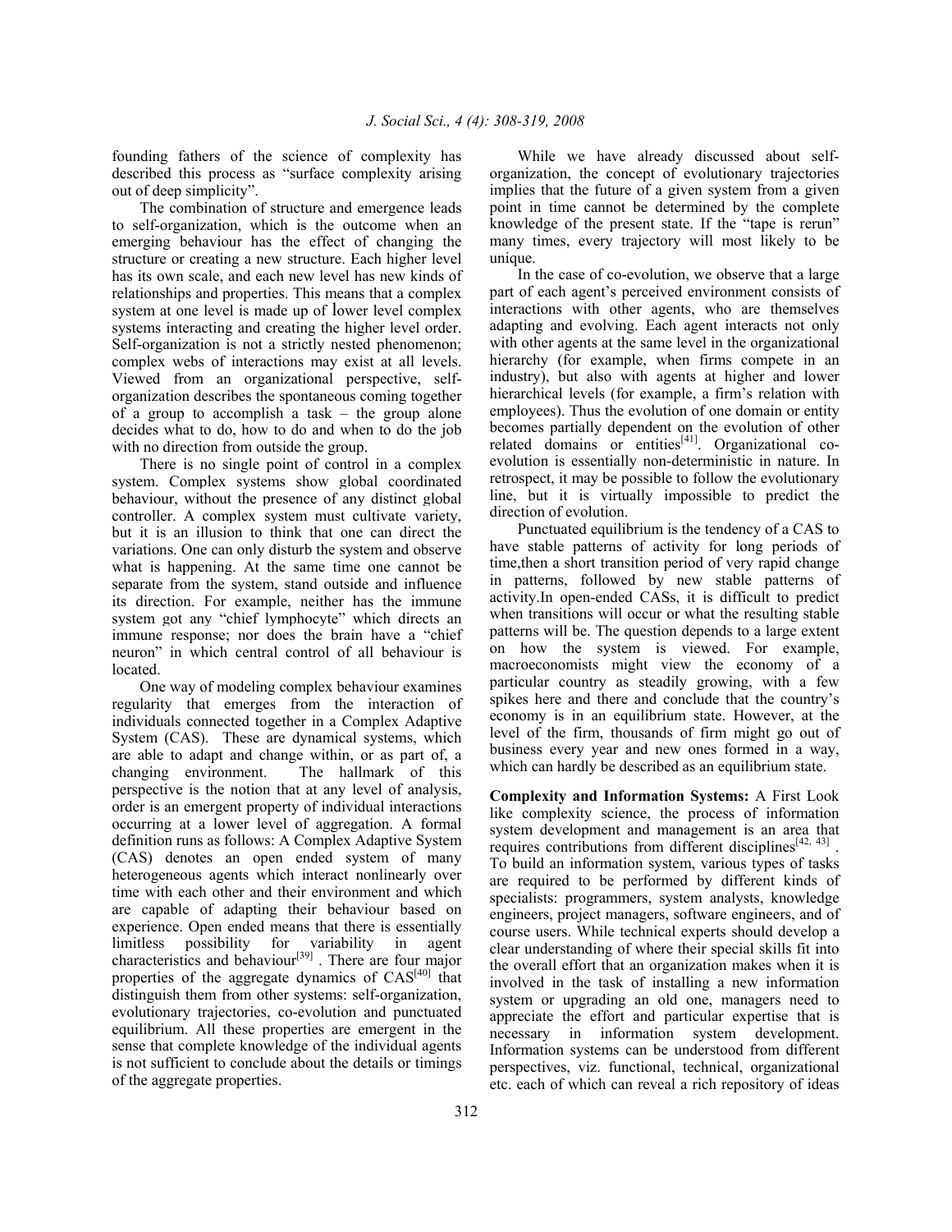founding fathers of the science of complexity has described this process as "surface complexity arising out of deep simplicity".

The combination of structure and emergence leads to self-organization, which is the outcome when an emerging behaviour has the effect of changing the structure or creating a new structure. Each higher level has its own scale, and each new level has new kinds of relationships and properties. This means that a complex system at one level is made up of lower level complex systems interacting and creating the higher level order. Self-organization is not a strictly nested phenomenon; complex webs of interactions may exist at all levels. Viewed from an organizational perspective, self-organization describes the spontaneous coming together of a group to accomplish a task – the group alone decides what to do, how to do and when to do the job with no direction from outside the group.

There is no single point of control in a complex system. Complex systems show global coordinated behaviour, without the presence of any distinct global controller. A complex system must cultivate variety, but it is an illusion to think that one can direct the variations. One can only disturb the system and observe what is happening. At the same time one cannot be separate from the system, stand outside and influence its direction. For example, neither has the immune system got any "chief lymphocyte" which directs an immune response; nor does the brain have a "chief neuron" in which central control of all behaviour is located.

One way of modeling complex behaviour examines regularity that emerges from the interaction of individuals connected together in a Complex Adaptive System (CAS). These are dynamical systems, which are able to adapt and change within, or as part of, a changing environment. The hallmark of this perspective is the notion that at any level of analysis, order is an emergent property of individual interactions occurring at a lower level of aggregation. A formal definition runs as follows: A Complex Adaptive System (CAS) denotes an open ended system of many heterogeneous agents which interact nonlinearly over time with each other and their environment and which are capable of adapting their behaviour based on experience. Open ended means that there is essentially limitless possibility for variability in agent characteristics and behaviour[39] . There are four major properties of the aggregate dynamics of CAS[40] that distinguish them from other systems: self-organization, evolutionary trajectories, co-evolution and punctuated equilibrium. All these properties are emergent in the sense that complete knowledge of the individual agents is not sufficient to conclude about the details or timings of the aggregate properties.

While we have already discussed about self-organization, the concept of evolutionary trajectories implies that the future of a given system from a given point in time cannot be determined by the complete knowledge of the present state. If the "tape is rerun" many times, every trajectory will most likely to be unique.

In the case of co-evolution, we observe that a large part of each agent's perceived environment consists of interactions with other agents, who are themselves adapting and evolving. Each agent interacts not only with other agents at the same level in the organizational hierarchy (for example, when firms compete in an industry), but also with agents at higher and lower hierarchical levels (for example, a firm's relation with employees). Thus the evolution of one domain or entity becomes partially dependent on the evolution of other related domains or entities[41]. Organizational co-evolution is essentially non-deterministic in nature. In retrospect, it may be possible to follow the evolutionary line, but it is virtually impossible to predict the direction of evolution.

Punctuated equilibrium is the tendency of a CAS to have stable patterns of activity for long periods of time,then a short transition period of very rapid change in patterns, followed by new stable patterns of activity.In open-ended CASs, it is difficult to predict when transitions will occur or what the resulting stable patterns will be. The question depends to a large extent on how the system is viewed. For example, macroeconomists might view the economy of a particular country as steadily growing, with a few spikes here and there and conclude that the country's economy is in an equilibrium state. However, at the level of the firm, thousands of firm might go out of business every year and new ones formed in a way, which can hardly be described as an equilibrium state.

**Complexity and Information Systems:** A First Look like complexity science, the process of information system development and management is an area that requires contributions from different disciplines[42, 43] . To build an information system, various types of tasks are required to be performed by different kinds of specialists: programmers, system analysts, knowledge engineers, project managers, software engineers, and of course users. While technical experts should develop a clear understanding of where their special skills fit into the overall effort that an organization makes when it is involved in the task of installing a new information system or upgrading an old one, managers need to appreciate the effort and particular expertise that is necessary in information system development. Information systems can be understood from different perspectives, viz. functional, technical, organizational etc. each of which can reveal a rich repository of ideas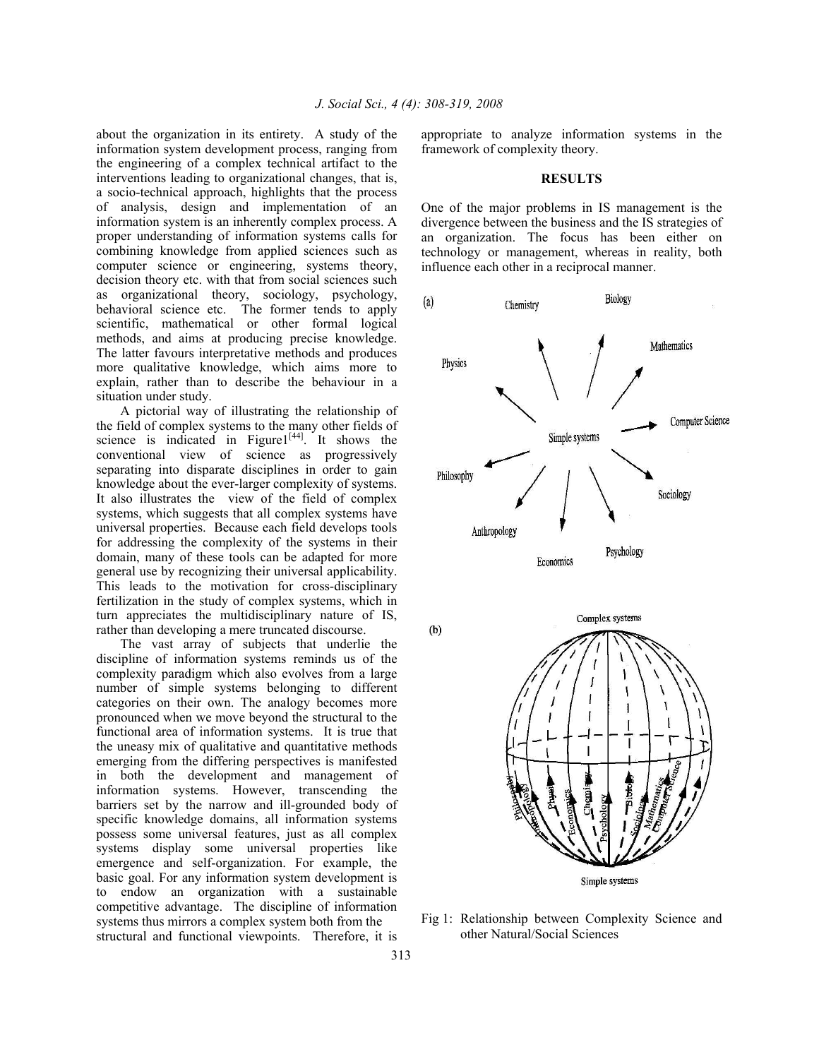about the organization in its entirety. A study of the information system development process, ranging from the engineering of a complex technical artifact to the interventions leading to organizational changes, that is, a socio-technical approach, highlights that the process of analysis, design and implementation of an information system is an inherently complex process. A proper understanding of information systems calls for combining knowledge from applied sciences such as computer science or engineering, systems theory, decision theory etc. with that from social sciences such as organizational theory, sociology, psychology, behavioral science etc. The former tends to apply scientific, mathematical or other formal logical methods, and aims at producing precise knowledge. The latter favours interpretative methods and produces more qualitative knowledge, which aims more to explain, rather than to describe the behaviour in a situation under study.

A pictorial way of illustrating the relationship of the field of complex systems to the many other fields of science is indicated in Figure1[44]. It shows the conventional view of science as progressively separating into disparate disciplines in order to gain knowledge about the ever-larger complexity of systems. It also illustrates the view of the field of complex systems, which suggests that all complex systems have universal properties. Because each field develops tools for addressing the complexity of the systems in their domain, many of these tools can be adapted for more general use by recognizing their universal applicability. This leads to the motivation for cross-disciplinary fertilization in the study of complex systems, which in turn appreciates the multidisciplinary nature of IS, rather than developing a mere truncated discourse.

The vast array of subjects that underlie the discipline of information systems reminds us of the complexity paradigm which also evolves from a large number of simple systems belonging to different categories on their own. The analogy becomes more pronounced when we move beyond the structural to the functional area of information systems. It is true that the uneasy mix of qualitative and quantitative methods emerging from the differing perspectives is manifested in both the development and management of information systems. However, transcending the barriers set by the narrow and ill-grounded body of specific knowledge domains, all information systems possess some universal features, just as all complex systems display some universal properties like emergence and self-organization. For example, the basic goal. For any information system development is to endow an organization with a sustainable competitive advantage. The discipline of information systems thus mirrors a complex system both from the structural and functional viewpoints. Therefore, it is appropriate to analyze information systems in the framework of complexity theory.

## RESULTS

One of the major problems in IS management is the divergence between the business and the IS strategies of an organization. The focus has been either on technology or management, whereas in reality, both influence each other in a reciprocal manner.

Fig 1: Relationship between Complexity Science and other Natural/Social Sciences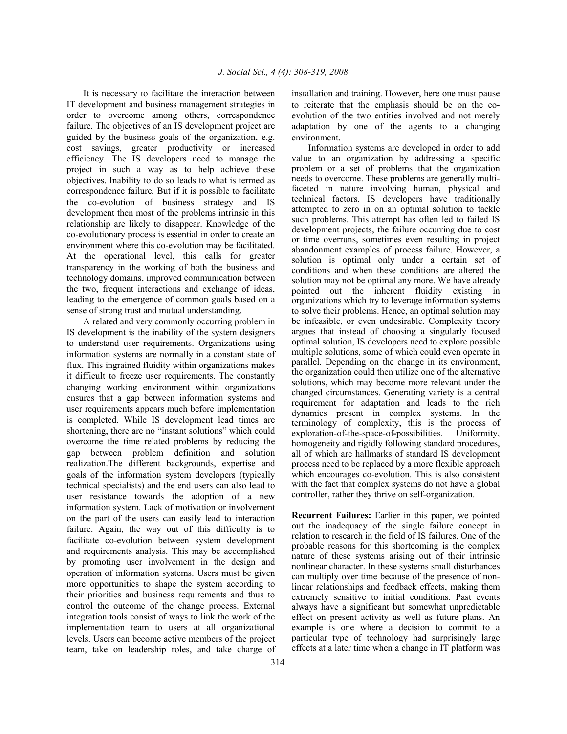It is necessary to facilitate the interaction between IT development and business management strategies in order to overcome among others, correspondence failure. The objectives of an IS development project are guided by the business goals of the organization, e.g. cost savings, greater productivity or increased efficiency. The IS developers need to manage the project in such a way as to help achieve these objectives. Inability to do so leads to what is termed as correspondence failure*.* But if it is possible to facilitate the co-evolution of business strategy and IS development then most of the problems intrinsic in this relationship are likely to disappear. Knowledge of the co-evolutionary process is essential in order to create an environment where this co-evolution may be facilitated. At the operational level, this calls for greater transparency in the working of both the business and technology domains, improved communication between the two, frequent interactions and exchange of ideas, leading to the emergence of common goals based on a sense of strong trust and mutual understanding.

A related and very commonly occurring problem in IS development is the inability of the system designers to understand user requirements. Organizations using information systems are normally in a constant state of flux. This ingrained fluidity within organizations makes it difficult to freeze user requirements. The constantly changing working environment within organizations ensures that a gap between information systems and user requirements appears much before implementation is completed. While IS development lead times are shortening, there are no "instant solutions" which could overcome the time related problems by reducing the gap between problem definition and solution realization.The different backgrounds, expertise and goals of the information system developers (typically technical specialists) and the end users can also lead to user resistance towards the adoption of a new information system. Lack of motivation or involvement on the part of the users can easily lead to interaction failure. Again, the way out of this difficulty is to facilitate co-evolution between system development and requirements analysis. This may be accomplished by promoting user involvement in the design and operation of information systems. Users must be given more opportunities to shape the system according to their priorities and business requirements and thus to control the outcome of the change process. External integration tools consist of ways to link the work of the implementation team to users at all organizational levels. Users can become active members of the project team, take on leadership roles, and take charge of installation and training. However, here one must pause to reiterate that the emphasis should be on the co-evolution of the two entities involved and not merely adaptation by one of the agents to a changing environment.

Information systems are developed in order to add value to an organization by addressing a specific problem or a set of problems that the organization needs to overcome. These problems are generally multi-faceted in nature involving human, physical and technical factors. IS developers have traditionally attempted to zero in on an optimal solution to tackle such problems. This attempt has often led to failed IS development projects, the failure occurring due to cost or time overruns, sometimes even resulting in project abandonment examples of process failure. However, a solution is optimal only under a certain set of conditions and when these conditions are altered the solution may not be optimal any more. We have already pointed out the inherent fluidity existing in organizations which try to leverage information systems to solve their problems. Hence, an optimal solution may be infeasible, or even undesirable. Complexity theory argues that instead of choosing a singularly focused optimal solution, IS developers need to explore possible multiple solutions, some of which could even operate in parallel. Depending on the change in its environment, the organization could then utilize one of the alternative solutions, which may become more relevant under the changed circumstances. Generating variety is a central requirement for adaptation and leads to the rich dynamics present in complex systems. In the terminology of complexity, this is the process of exploration-of-the-space-of-possibilities. Uniformity, homogeneity and rigidly following standard procedures, all of which are hallmarks of standard IS development process need to be replaced by a more flexible approach which encourages co-evolution. This is also consistent with the fact that complex systems do not have a global controller, rather they thrive on self-organization.

**Recurrent Failures:** Earlier in this paper, we pointed out the inadequacy of the single failure concept in relation to research in the field of IS failures. One of the probable reasons for this shortcoming is the complex nature of these systems arising out of their intrinsic nonlinear character. In these systems small disturbances can multiply over time because of the presence of non-linear relationships and feedback effects, making them extremely sensitive to initial conditions. Past events always have a significant but somewhat unpredictable effect on present activity as well as future plans. An example is one where a decision to commit to a particular type of technology had surprisingly large effects at a later time when a change in IT platform was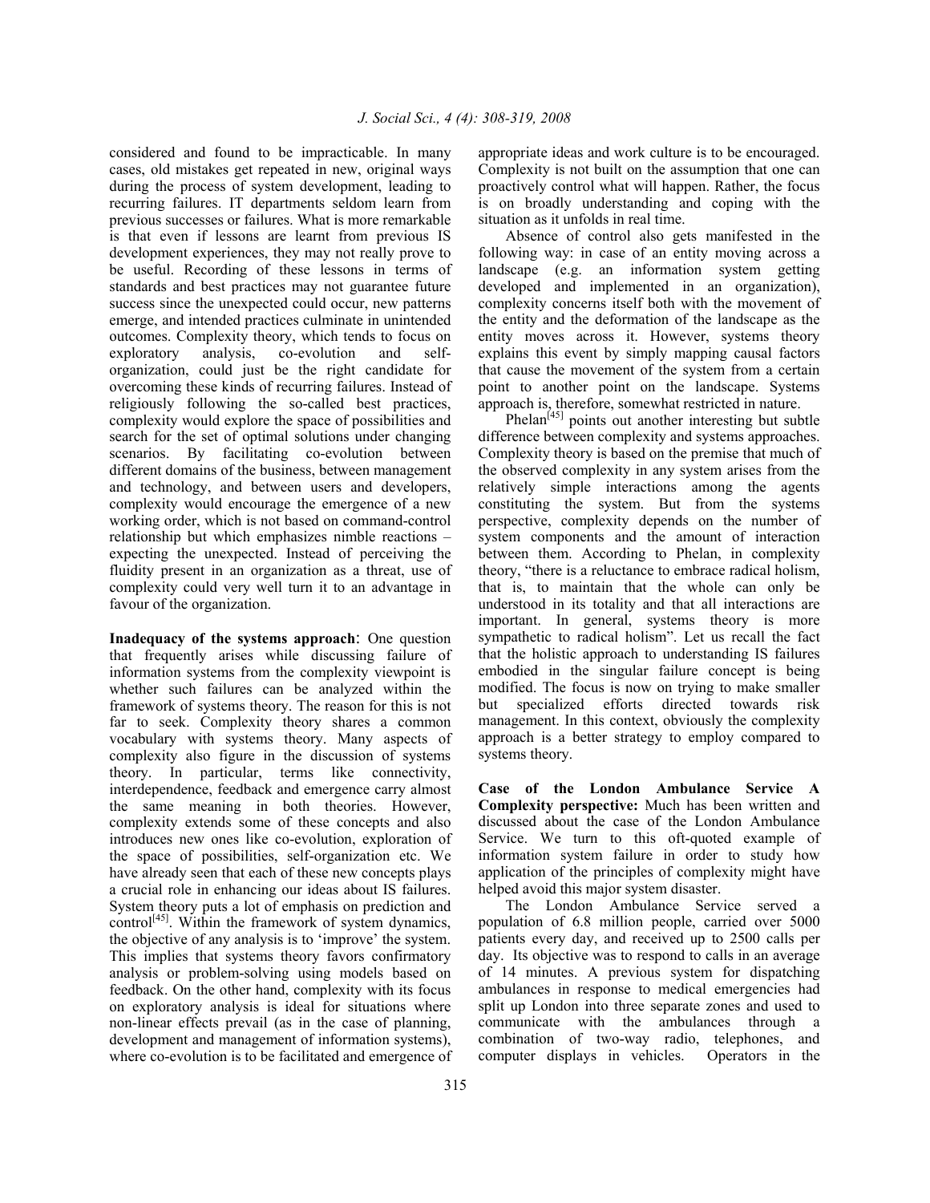considered and found to be impracticable. In many cases, old mistakes get repeated in new, original ways during the process of system development, leading to recurring failures. IT departments seldom learn from previous successes or failures. What is more remarkable is that even if lessons are learnt from previous IS development experiences, they may not really prove to be useful. Recording of these lessons in terms of standards and best practices may not guarantee future success since the unexpected could occur, new patterns emerge, and intended practices culminate in unintended outcomes. Complexity theory, which tends to focus on exploratory analysis, co-evolution and self-organization, could just be the right candidate for overcoming these kinds of recurring failures. Instead of religiously following the so-called best practices, complexity would explore the space of possibilities and search for the set of optimal solutions under changing scenarios. By facilitating co-evolution between different domains of the business, between management and technology, and between users and developers, complexity would encourage the emergence of a new working order, which is not based on command-control relationship but which emphasizes nimble reactions – expecting the unexpected. Instead of perceiving the fluidity present in an organization as a threat, use of complexity could very well turn it to an advantage in favour of the organization.

**Inadequacy of the systems approach**: One question that frequently arises while discussing failure of information systems from the complexity viewpoint is whether such failures can be analyzed within the framework of systems theory. The reason for this is not far to seek. Complexity theory shares a common vocabulary with systems theory. Many aspects of complexity also figure in the discussion of systems theory. In particular, terms like connectivity, interdependence, feedback and emergence carry almost the same meaning in both theories. However, complexity extends some of these concepts and also introduces new ones like co-evolution, exploration of the space of possibilities, self-organization etc. We have already seen that each of these new concepts plays a crucial role in enhancing our ideas about IS failures. System theory puts a lot of emphasis on prediction and control[45]. Within the framework of system dynamics, the objective of any analysis is to 'improve' the system. This implies that systems theory favors confirmatory analysis or problem-solving using models based on feedback. On the other hand, complexity with its focus on exploratory analysis is ideal for situations where non-linear effects prevail (as in the case of planning, development and management of information systems), where co-evolution is to be facilitated and emergence of appropriate ideas and work culture is to be encouraged. Complexity is not built on the assumption that one can proactively control what will happen. Rather, the focus is on broadly understanding and coping with the situation as it unfolds in real time.

Absence of control also gets manifested in the following way: in case of an entity moving across a landscape (e.g. an information system getting developed and implemented in an organization), complexity concerns itself both with the movement of the entity and the deformation of the landscape as the entity moves across it. However, systems theory explains this event by simply mapping causal factors that cause the movement of the system from a certain point to another point on the landscape. Systems approach is, therefore, somewhat restricted in nature.

Phelan[45] points out another interesting but subtle difference between complexity and systems approaches. Complexity theory is based on the premise that much of the observed complexity in any system arises from the relatively simple interactions among the agents constituting the system. But from the systems perspective, complexity depends on the number of system components and the amount of interaction between them. According to Phelan, in complexity theory, "there is a reluctance to embrace radical holism, that is, to maintain that the whole can only be understood in its totality and that all interactions are important. In general, systems theory is more sympathetic to radical holism". Let us recall the fact that the holistic approach to understanding IS failures embodied in the singular failure concept is being modified. The focus is now on trying to make smaller but specialized efforts directed towards risk management. In this context, obviously the complexity approach is a better strategy to employ compared to systems theory.

**Case of the London Ambulance Service A Complexity perspective:** Much has been written and discussed about the case of the London Ambulance Service. We turn to this oft-quoted example of information system failure in order to study how application of the principles of complexity might have helped avoid this major system disaster.

The London Ambulance Service served a population of 6.8 million people, carried over 5000 patients every day, and received up to 2500 calls per day. Its objective was to respond to calls in an average of 14 minutes. A previous system for dispatching ambulances in response to medical emergencies had split up London into three separate zones and used to communicate with the ambulances through a combination of two-way radio, telephones, and computer displays in vehicles. Operators in the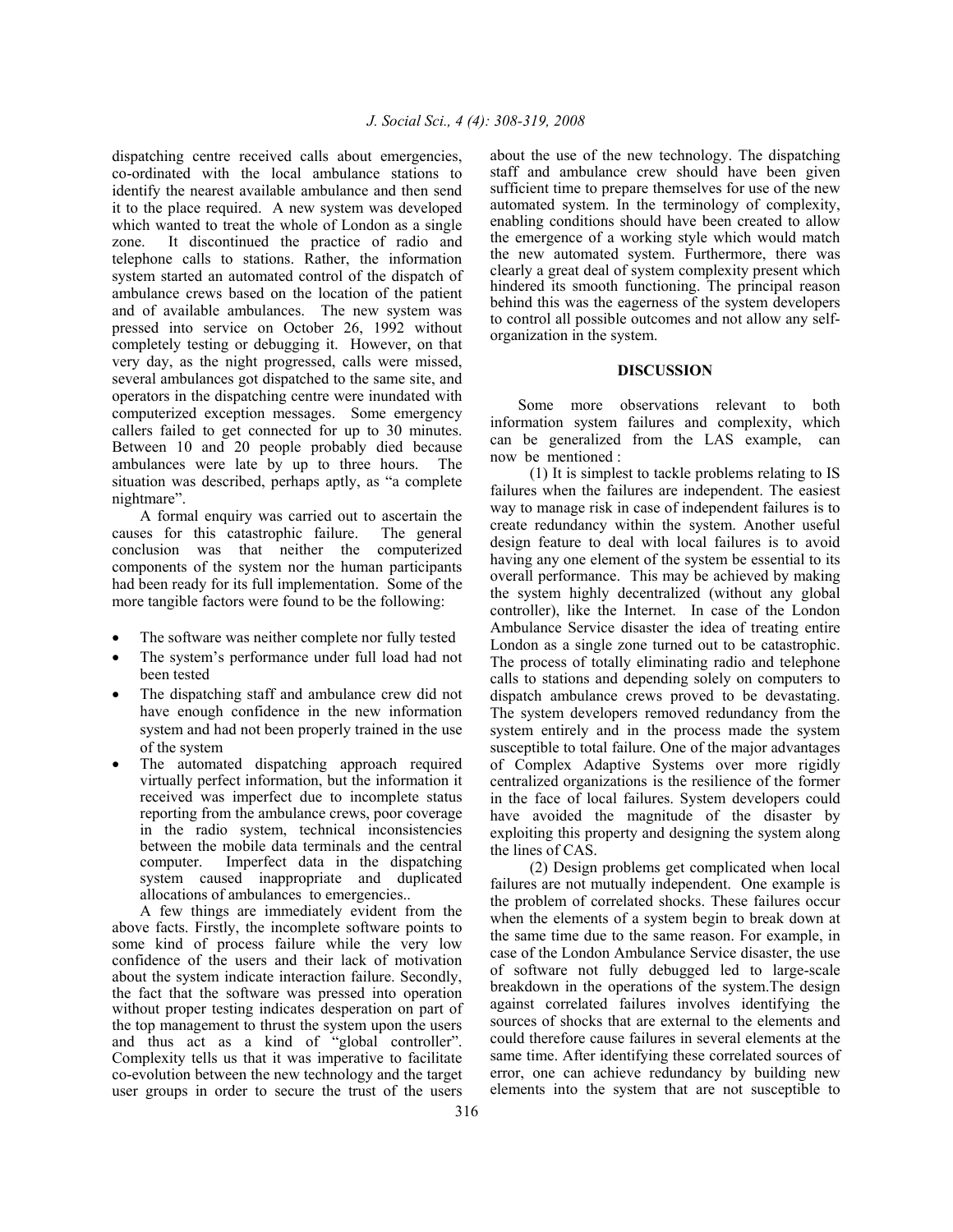dispatching centre received calls about emergencies, co-ordinated with the local ambulance stations to identify the nearest available ambulance and then send it to the place required. A new system was developed which wanted to treat the whole of London as a single zone. It discontinued the practice of radio and telephone calls to stations. Rather, the information system started an automated control of the dispatch of ambulance crews based on the location of the patient and of available ambulances. The new system was pressed into service on October 26, 1992 without completely testing or debugging it. However, on that very day, as the night progressed, calls were missed, several ambulances got dispatched to the same site, and operators in the dispatching centre were inundated with computerized exception messages. Some emergency callers failed to get connected for up to 30 minutes. Between 10 and 20 people probably died because ambulances were late by up to three hours. The situation was described, perhaps aptly, as "a complete nightmare".

A formal enquiry was carried out to ascertain the causes for this catastrophic failure. The general conclusion was that neither the computerized components of the system nor the human participants had been ready for its full implementation. Some of the more tangible factors were found to be the following:

- The software was neither complete nor fully tested
- The system's performance under full load had not been tested
- The dispatching staff and ambulance crew did not have enough confidence in the new information system and had not been properly trained in the use of the system
- The automated dispatching approach required virtually perfect information, but the information it received was imperfect due to incomplete status reporting from the ambulance crews, poor coverage in the radio system, technical inconsistencies between the mobile data terminals and the central computer. Imperfect data in the dispatching system caused inappropriate and duplicated allocations of ambulances to emergencies..

A few things are immediately evident from the above facts. Firstly, the incomplete software points to some kind of process failure while the very low confidence of the users and their lack of motivation about the system indicate interaction failure. Secondly, the fact that the software was pressed into operation without proper testing indicates desperation on part of the top management to thrust the system upon the users and thus act as a kind of "global controller". Complexity tells us that it was imperative to facilitate co-evolution between the new technology and the target user groups in order to secure the trust of the users about the use of the new technology. The dispatching staff and ambulance crew should have been given sufficient time to prepare themselves for use of the new automated system. In the terminology of complexity, enabling conditions should have been created to allow the emergence of a working style which would match the new automated system. Furthermore, there was clearly a great deal of system complexity present which hindered its smooth functioning. The principal reason behind this was the eagerness of the system developers to control all possible outcomes and not allow any self-organization in the system.

## DISCUSSION

Some more observations relevant to both information system failures and complexity, which can be generalized from the LAS example, can now be mentioned :

(1) It is simplest to tackle problems relating to IS failures when the failures are independent. The easiest way to manage risk in case of independent failures is to create redundancy within the system. Another useful design feature to deal with local failures is to avoid having any one element of the system be essential to its overall performance. This may be achieved by making the system highly decentralized (without any global controller), like the Internet. In case of the London Ambulance Service disaster the idea of treating entire London as a single zone turned out to be catastrophic. The process of totally eliminating radio and telephone calls to stations and depending solely on computers to dispatch ambulance crews proved to be devastating. The system developers removed redundancy from the system entirely and in the process made the system susceptible to total failure. One of the major advantages of Complex Adaptive Systems over more rigidly centralized organizations is the resilience of the former in the face of local failures. System developers could have avoided the magnitude of the disaster by exploiting this property and designing the system along the lines of CAS.

(2) Design problems get complicated when local failures are not mutually independent. One example is the problem of correlated shocks. These failures occur when the elements of a system begin to break down at the same time due to the same reason. For example, in case of the London Ambulance Service disaster, the use of software not fully debugged led to large-scale breakdown in the operations of the system.The design against correlated failures involves identifying the sources of shocks that are external to the elements and could therefore cause failures in several elements at the same time. After identifying these correlated sources of error, one can achieve redundancy by building new elements into the system that are not susceptible to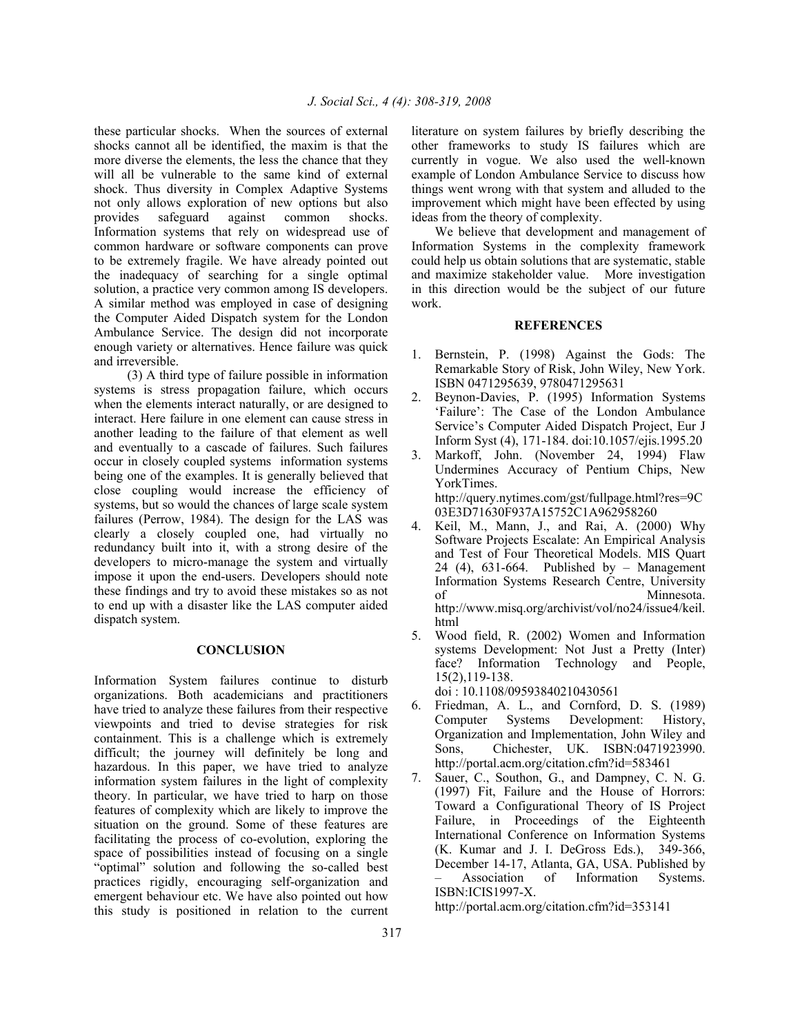these particular shocks. When the sources of external shocks cannot all be identified, the maxim is that the more diverse the elements, the less the chance that they will all be vulnerable to the same kind of external shock. Thus diversity in Complex Adaptive Systems not only allows exploration of new options but also provides safeguard against common shocks. Information systems that rely on widespread use of common hardware or software components can prove to be extremely fragile. We have already pointed out the inadequacy of searching for a single optimal solution, a practice very common among IS developers. A similar method was employed in case of designing the Computer Aided Dispatch system for the London Ambulance Service. The design did not incorporate enough variety or alternatives. Hence failure was quick and irreversible.

(3) A third type of failure possible in information systems is stress propagation failure, which occurs when the elements interact naturally, or are designed to interact. Here failure in one element can cause stress in another leading to the failure of that element as well and eventually to a cascade of failures. Such failures occur in closely coupled systems information systems being one of the examples. It is generally believed that close coupling would increase the efficiency of systems, but so would the chances of large scale system failures (Perrow, 1984). The design for the LAS was clearly a closely coupled one, had virtually no redundancy built into it, with a strong desire of the developers to micro-manage the system and virtually impose it upon the end-users. Developers should note these findings and try to avoid these mistakes so as not to end up with a disaster like the LAS computer aided dispatch system.

## CONCLUSION

Information System failures continue to disturb organizations. Both academicians and practitioners have tried to analyze these failures from their respective viewpoints and tried to devise strategies for risk containment. This is a challenge which is extremely difficult; the journey will definitely be long and hazardous. In this paper, we have tried to analyze information system failures in the light of complexity theory. In particular, we have tried to harp on those features of complexity which are likely to improve the situation on the ground. Some of these features are facilitating the process of co-evolution, exploring the space of possibilities instead of focusing on a single "optimal" solution and following the so-called best practices rigidly, encouraging self-organization and emergent behaviour etc. We have also pointed out how this study is positioned in relation to the current literature on system failures by briefly describing the other frameworks to study IS failures which are currently in vogue. We also used the well-known example of London Ambulance Service to discuss how things went wrong with that system and alluded to the improvement which might have been effected by using ideas from the theory of complexity.

We believe that development and management of Information Systems in the complexity framework could help us obtain solutions that are systematic, stable and maximize stakeholder value. More investigation in this direction would be the subject of our future work.

## REFERENCES

1. Bernstein, P. (1998) Against the Gods: The Remarkable Story of Risk, John Wiley, New York. ISBN 0471295639, 9780471295631
2. Beynon-Davies, P. (1995) Information Systems 'Failure': The Case of the London Ambulance Service's Computer Aided Dispatch Project, Eur J Inform Syst (4), 171-184. doi:10.1057/ejis.1995.20
3. Markoff, John. (November 24, 1994) Flaw Undermines Accuracy of Pentium Chips, New YorkTimes. http://query.nytimes.com/gst/fullpage.html?res=9C03E3D71630F937A15752C1A962958260
4. Keil, M., Mann, J., and Rai, A. (2000) Why Software Projects Escalate: An Empirical Analysis and Test of Four Theoretical Models. MIS Quart 24 (4), 631-664. Published by – Management Information Systems Research Centre, University of Minnesota. http://www.misq.org/archivist/vol/no24/issue4/keil.html
5. Wood field, R. (2002) Women and Information systems Development: Not Just a Pretty (Inter) face? Information Technology and People, 15(2),119-138. doi : 10.1108/09593840210430561
6. Friedman, A. L., and Cornford, D. S. (1989) Computer Systems Development: History, Organization and Implementation, John Wiley and Sons, Chichester, UK. ISBN:0471923990. http://portal.acm.org/citation.cfm?id=583461
7. Sauer, C., Southon, G., and Dampney, C. N. G. (1997) Fit, Failure and the House of Horrors: Toward a Configurational Theory of IS Project Failure, in Proceedings of the Eighteenth International Conference on Information Systems (K. Kumar and J. I. DeGross Eds.), 349-366, December 14-17, Atlanta, GA, USA. Published by – Association of Information Systems. ISBN:ICIS1997-X. http://portal.acm.org/citation.cfm?id=353141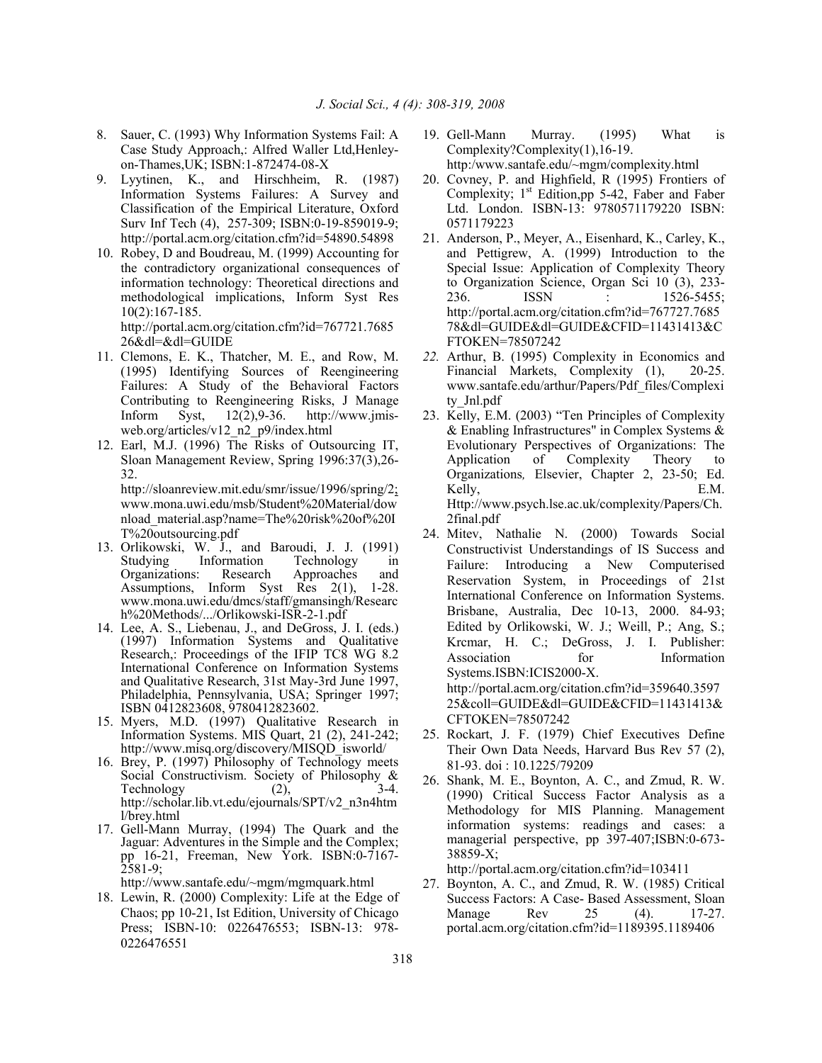8. Sauer, C. (1993) Why Information Systems Fail: A Case Study Approach,: Alfred Waller Ltd,Henley-on-Thames,UK; ISBN:1-872474-08-X
9. Lyytinen, K., and Hirschheim, R. (1987) Information Systems Failures: A Survey and Classification of the Empirical Literature, Oxford Surv Inf Tech (4), 257-309; ISBN:0-19-859019-9; http://portal.acm.org/citation.cfm?id=54890.54898
10. Robey, D and Boudreau, M. (1999) Accounting for the contradictory organizational consequences of information technology: Theoretical directions and methodological implications, Inform Syst Res 10(2):167-185. http://portal.acm.org/citation.cfm?id=767721.768526&dl=&dl=GUIDE
11. Clemons, E. K., Thatcher, M. E., and Row, M. (1995) Identifying Sources of Reengineering Failures: A Study of the Behavioral Factors Contributing to Reengineering Risks, J Manage Inform Syst, 12(2),9-36. http://www.jmis-web.org/articles/v12_n2_p9/index.html
12. Earl, M.J. (1996) The Risks of Outsourcing IT, Sloan Management Review, Spring 1996:37(3),26-32. http://sloanreview.mit.edu/smr/issue/1996/spring/2; www.mona.uwi.edu/msb/Student%20Material/download_material.asp?name=The%20risk%20of%20IT%20outsourcing.pdf
13. Orlikowski, W. J., and Baroudi, J. J. (1991) Studying Information Technology in Organizations: Research Approaches and Assumptions, Inform Syst Res 2(1), 1-28. www.mona.uwi.edu/dmcs/staff/gmansingh/Research%20Methods/.../Orlikowski-ISR-2-1.pdf
14. Lee, A. S., Liebenau, J., and DeGross, J. I. (eds.) (1997) Information Systems and Qualitative Research,: Proceedings of the IFIP TC8 WG 8.2 International Conference on Information Systems and Qualitative Research, 31st May-3rd June 1997, Philadelphia, Pennsylvania, USA; Springer 1997; ISBN 0412823608, 9780412823602.
15. Myers, M.D. (1997) Qualitative Research in Information Systems. MIS Quart, 21 (2), 241-242; http://www.misq.org/discovery/MISQD_isworld/
16. Brey, P. (1997) Philosophy of Technology meets Social Constructivism. Society of Philosophy & Technology (2), 3-4. http://scholar.lib.vt.edu/ejournals/SPT/v2_n3n4html/brey.html
17. Gell-Mann Murray, (1994) The Quark and the Jaguar: Adventures in the Simple and the Complex; pp 16-21, Freeman, New York. ISBN:0-7167-2581-9; http://www.santafe.edu/~mgm/mgmquark.html
18. Lewin, R. (2000) Complexity: Life at the Edge of Chaos; pp 10-21, Ist Edition, University of Chicago Press; ISBN-10: 0226476553; ISBN-13: 978-0226476551
19. Gell-Mann Murray. (1995) What is Complexity?Complexity(1),16-19. http:/www.santafe.edu/~mgm/complexity.html
20. Covney, P. and Highfield, R (1995) Frontiers of Complexity; 1st Edition,pp 5-42, Faber and Faber Ltd. London. ISBN-13: 9780571179220 ISBN: 0571179223
21. Anderson, P., Meyer, A., Eisenhard, K., Carley, K., and Pettigrew, A. (1999) Introduction to the Special Issue: Application of Complexity Theory to Organization Science, Organ Sci 10 (3), 233-236. ISSN : 1526-5455; http://portal.acm.org/citation.cfm?id=767727.768578&dl=GUIDE&dl=GUIDE&CFID=11431413&CFTOKEN=78507242
22. Arthur, B. (1995) Complexity in Economics and Financial Markets, Complexity (1), 20-25. www.santafe.edu/arthur/Papers/Pdf_files/Complexity_Jnl.pdf
23. Kelly, E.M. (2003) "Ten Principles of Complexity & Enabling Infrastructures" in Complex Systems & Evolutionary Perspectives of Organizations: The Application of Complexity Theory to Organizations, Elsevier, Chapter 2, 23-50; Ed. Kelly, E.M. Http://www.psych.lse.ac.uk/complexity/Papers/Ch.2final.pdf
24. Mitev, Nathalie N. (2000) Towards Social Constructivist Understandings of IS Success and Failure: Introducing a New Computerised Reservation System, in Proceedings of 21st International Conference on Information Systems. Brisbane, Australia, Dec 10-13, 2000. 84-93; Edited by Orlikowski, W. J.; Weill, P.; Ang, S.; Krcmar, H. C.; DeGross, J. I. Publisher: Association for Information Systems.ISBN:ICIS2000-X. http://portal.acm.org/citation.cfm?id=359640.359725&coll=GUIDE&dl=GUIDE&CFID=11431413&CFTOKEN=78507242
25. Rockart, J. F. (1979) Chief Executives Define Their Own Data Needs, Harvard Bus Rev 57 (2), 81-93. doi : 10.1225/79209
26. Shank, M. E., Boynton, A. C., and Zmud, R. W. (1990) Critical Success Factor Analysis as a Methodology for MIS Planning. Management information systems: readings and cases: a managerial perspective, pp 397-407;ISBN:0-673-38859-X; http://portal.acm.org/citation.cfm?id=103411
27. Boynton, A. C., and Zmud, R. W. (1985) Critical Success Factors: A Case- Based Assessment, Sloan Manage Rev 25 (4). 17-27. portal.acm.org/citation.cfm?id=1189395.1189406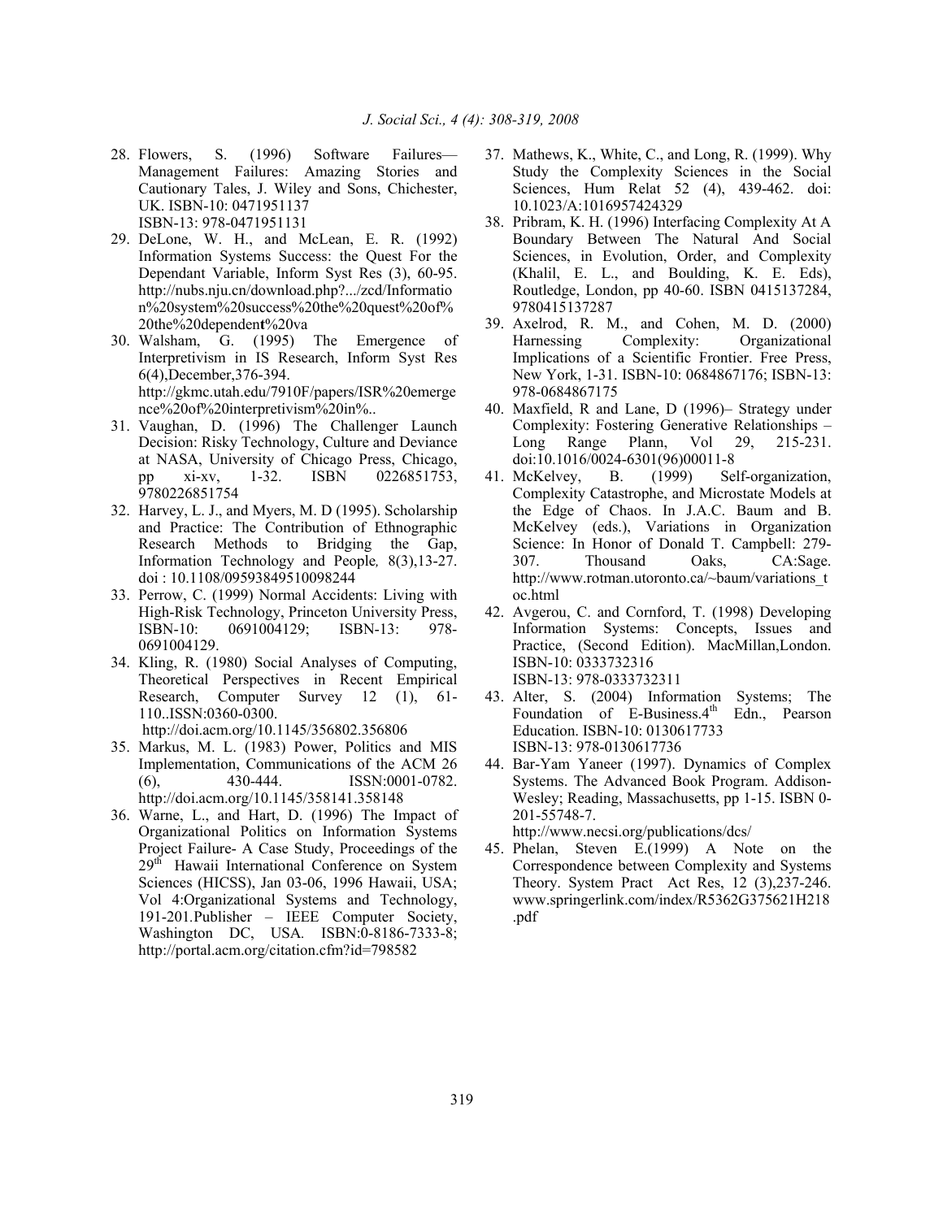28. Flowers, S. (1996) Software Failures— Management Failures: Amazing Stories and Cautionary Tales, J. Wiley and Sons, Chichester, UK. ISBN-10: 0471951137 ISBN-13: 978-0471951131
29. DeLone, W. H., and McLean, E. R. (1992) Information Systems Success: the Quest For the Dependant Variable, Inform Syst Res (3), 60-95. http://nubs.nju.cn/download.php?.../zcd/Information%20system%20success%20the%20quest%20of%20the%20dependent%20va
30. Walsham, G. (1995) The Emergence of Interpretivism in IS Research, Inform Syst Res 6(4),December,376-394. http://gkmc.utah.edu/7910F/papers/ISR%20emergence%20of%20interpretivism%20in%..
31. Vaughan, D. (1996) The Challenger Launch Decision: Risky Technology, Culture and Deviance at NASA, University of Chicago Press, Chicago, pp xi-xv, 1-32. ISBN 0226851753, 9780226851754
32. Harvey, L. J., and Myers, M. D (1995). Scholarship and Practice: The Contribution of Ethnographic Research Methods to Bridging the Gap, Information Technology and People*,* 8(3),13-27. doi : 10.1108/09593849510098244
33. Perrow, C. (1999) Normal Accidents: Living with High-Risk Technology, Princeton University Press, ISBN-10: 0691004129; ISBN-13: 978-0691004129.
34. Kling, R. (1980) Social Analyses of Computing, Theoretical Perspectives in Recent Empirical Research, Computer Survey 12 (1), 61-110..ISSN:0360-0300. http://doi.acm.org/10.1145/356802.356806
35. Markus, M. L. (1983) Power, Politics and MIS Implementation, Communications of the ACM 26 (6), 430-444. ISSN:0001-0782. http://doi.acm.org/10.1145/358141.358148
36. Warne, L., and Hart, D. (1996) The Impact of Organizational Politics on Information Systems Project Failure- A Case Study, Proceedings of the 29th Hawaii International Conference on System Sciences (HICSS), Jan 03-06, 1996 Hawaii, USA; Vol 4:Organizational Systems and Technology, 191-201.Publisher – IEEE Computer Society, Washington DC, USA. ISBN:0-8186-7333-8; http://portal.acm.org/citation.cfm?id=798582
37. Mathews, K., White, C., and Long, R. (1999). Why Study the Complexity Sciences in the Social Sciences, Hum Relat 52 (4), 439-462. doi: 10.1023/A:1016957424329
38. Pribram, K. H. (1996) Interfacing Complexity At A Boundary Between The Natural And Social Sciences, in Evolution, Order, and Complexity (Khalil, E. L., and Boulding, K. E. Eds), Routledge, London, pp 40-60. ISBN 0415137284, 9780415137287
39. Axelrod, R. M., and Cohen, M. D. (2000) Harnessing Complexity: Organizational Implications of a Scientific Frontier. Free Press, New York, 1-31. ISBN-10: 0684867176; ISBN-13: 978-0684867175
40. Maxfield, R and Lane, D (1996)– Strategy under Complexity: Fostering Generative Relationships – Long Range Plann, Vol 29, 215-231. doi:10.1016/0024-6301(96)00011-8
41. McKelvey, B. (1999) Self-organization, Complexity Catastrophe, and Microstate Models at the Edge of Chaos. In J.A.C. Baum and B. McKelvey (eds.), Variations in Organization Science: In Honor of Donald T. Campbell: 279-307. Thousand Oaks, CA:Sage. http://www.rotman.utoronto.ca/~baum/variations_toc.html
42. Avgerou, C. and Cornford, T. (1998) Developing Information Systems: Concepts, Issues and Practice, (Second Edition). MacMillan,London. ISBN-10: 0333732316 ISBN-13: 978-0333732311
43. Alter, S. (2004) Information Systems; The Foundation of E-Business.4th Edn., Pearson Education. ISBN-10: 0130617733 ISBN-13: 978-0130617736
44. Bar-Yam Yaneer (1997). Dynamics of Complex Systems. The Advanced Book Program. Addison-Wesley; Reading, Massachusetts, pp 1-15. ISBN 0-201-55748-7. http://www.necsi.org/publications/dcs/
45. Phelan, Steven E.(1999) A Note on the Correspondence between Complexity and Systems Theory. System Pract Act Res, 12 (3),237-246. www.springerlink.com/index/R5362G375621H218.pdf